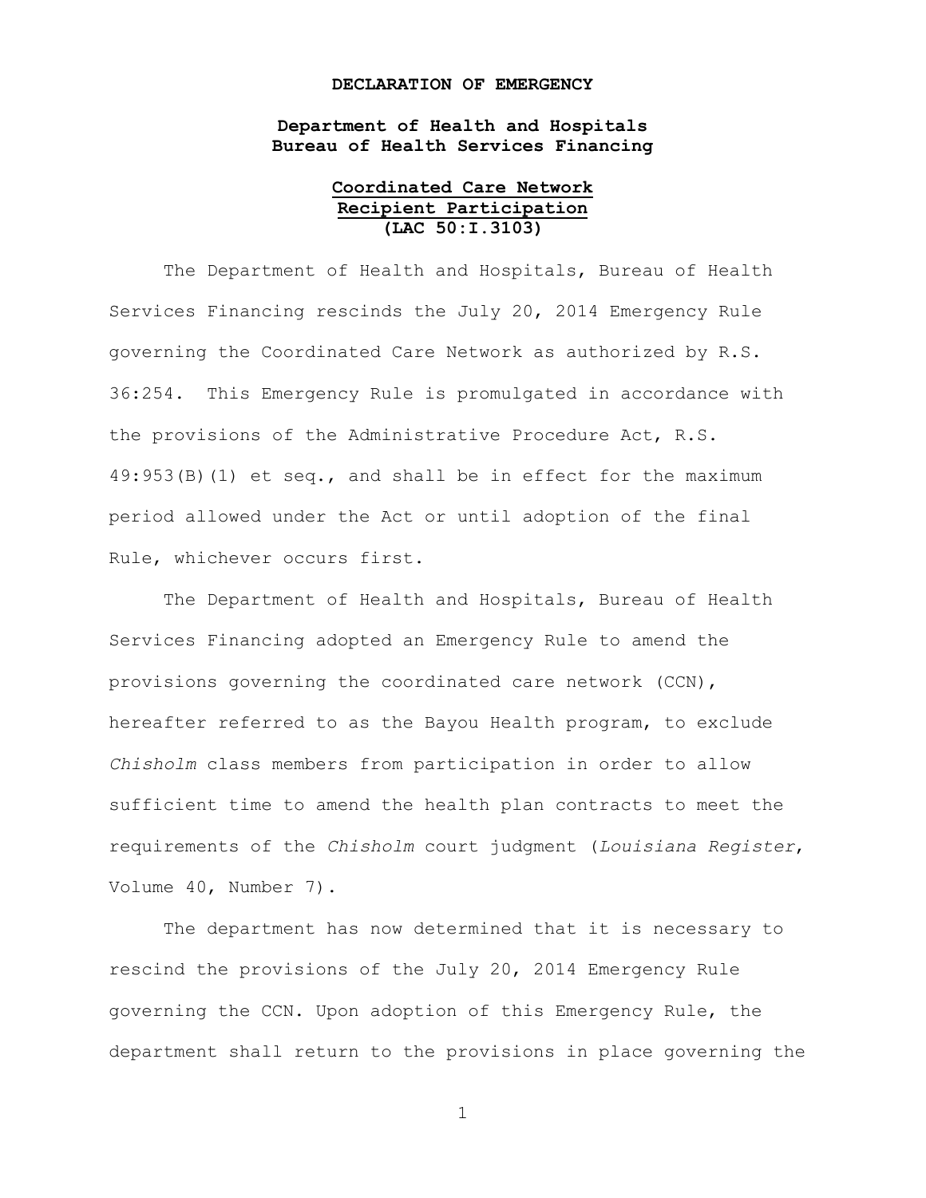**DECLARATION OF EMERGENCY**

**Department of Health and Hospitals**
**Bureau of Health Services Financing**

**Coordinated Care Network**
**Recipient Participation**
**(LAC 50:I.3103)**

The Department of Health and Hospitals, Bureau of Health Services Financing rescinds the July 20, 2014 Emergency Rule governing the Coordinated Care Network as authorized by R.S. 36:254. This Emergency Rule is promulgated in accordance with the provisions of the Administrative Procedure Act, R.S. 49:953(B)(1) et seq., and shall be in effect for the maximum period allowed under the Act or until adoption of the final Rule, whichever occurs first.

The Department of Health and Hospitals, Bureau of Health Services Financing adopted an Emergency Rule to amend the provisions governing the coordinated care network (CCN), hereafter referred to as the Bayou Health program, to exclude *Chisholm* class members from participation in order to allow sufficient time to amend the health plan contracts to meet the requirements of the *Chisholm* court judgment (*Louisiana Register*, Volume 40, Number 7).

The department has now determined that it is necessary to rescind the provisions of the July 20, 2014 Emergency Rule governing the CCN. Upon adoption of this Emergency Rule, the department shall return to the provisions in place governing the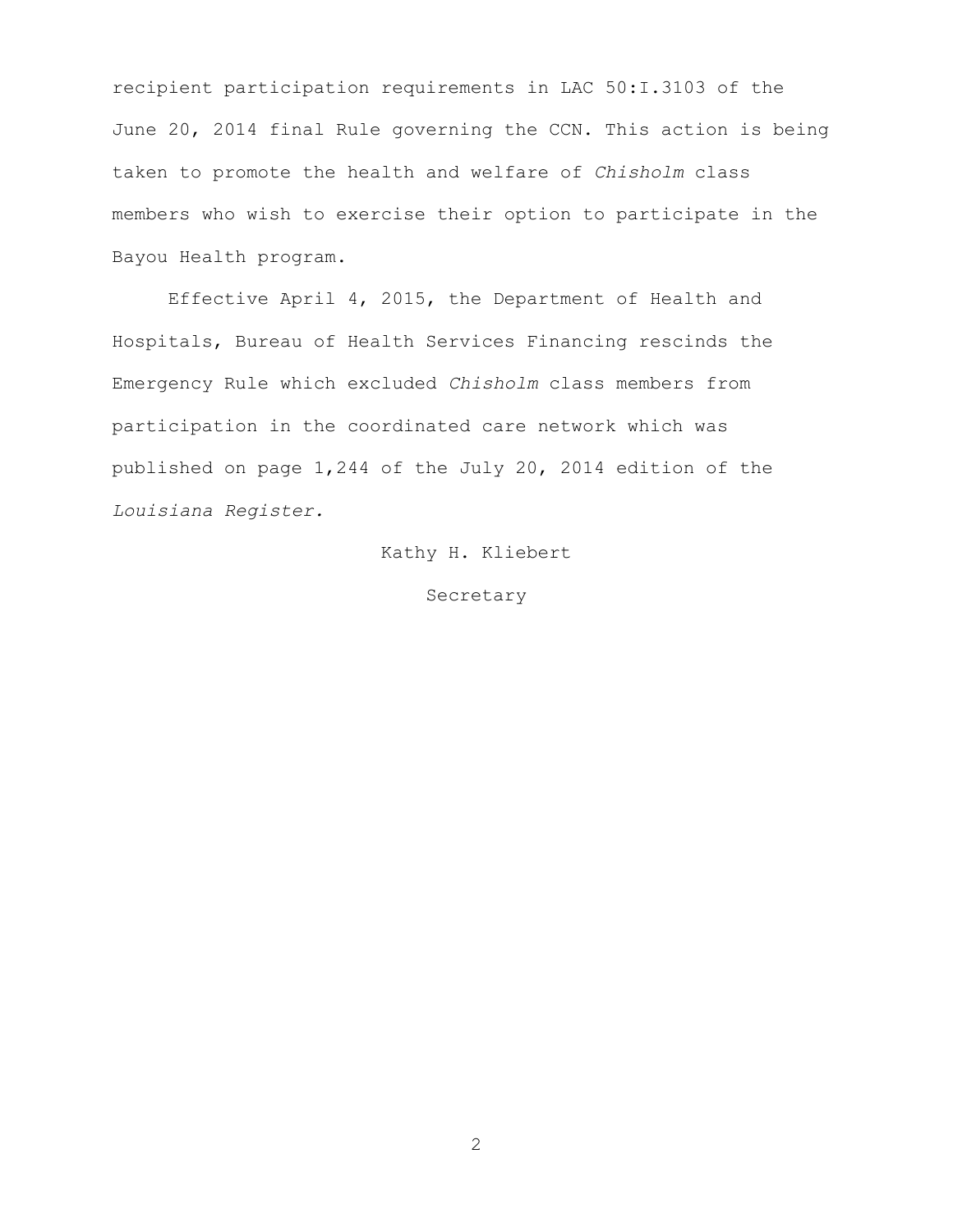recipient participation requirements in LAC 50:I.3103 of the June 20, 2014 final Rule governing the CCN. This action is being taken to promote the health and welfare of *Chisholm* class members who wish to exercise their option to participate in the Bayou Health program.

Effective April 4, 2015, the Department of Health and Hospitals, Bureau of Health Services Financing rescinds the Emergency Rule which excluded *Chisholm* class members from participation in the coordinated care network which was published on page 1,244 of the July 20, 2014 edition of the *Louisiana Register.*

Kathy H. Kliebert

Secretary